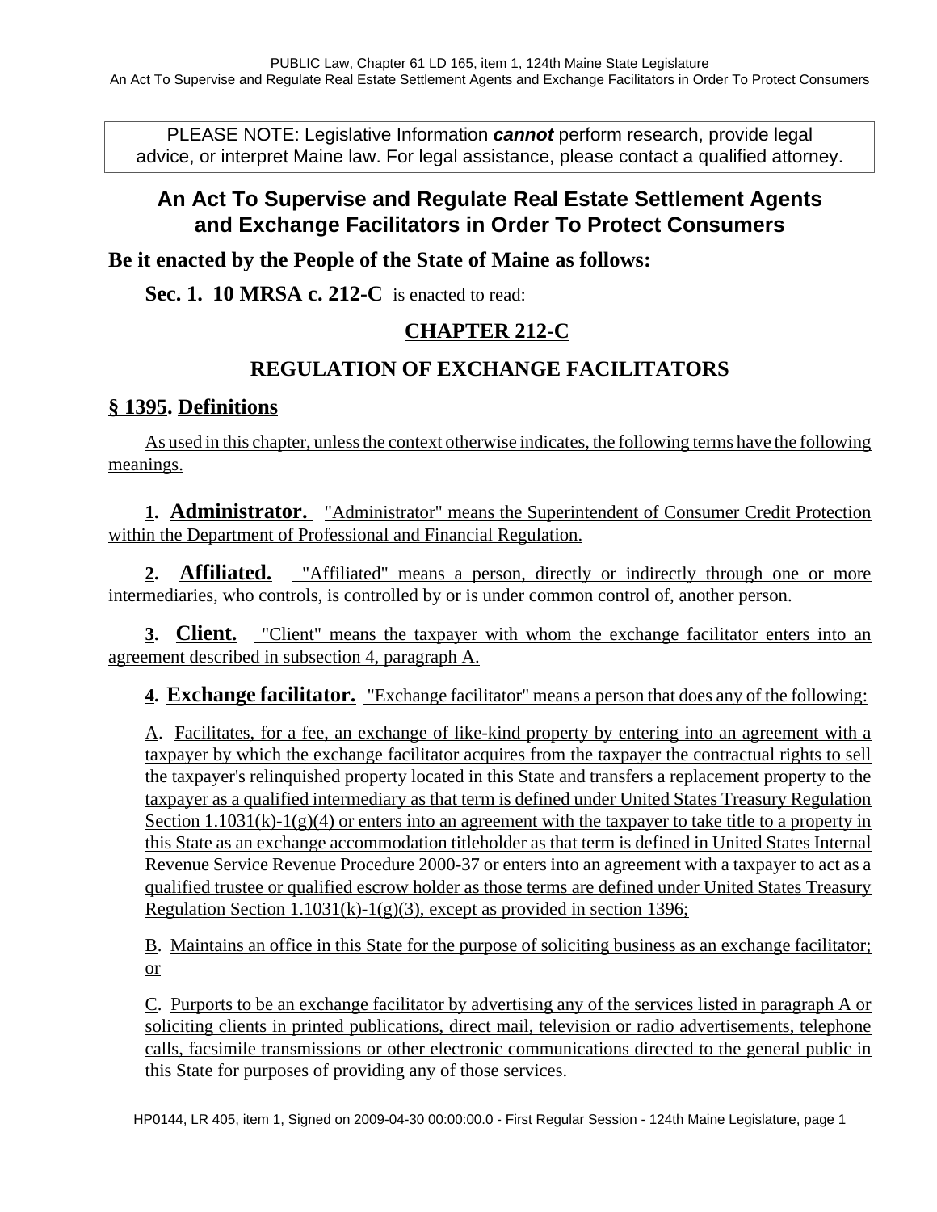PLEASE NOTE: Legislative Information ***cannot*** perform research, provide legal advice, or interpret Maine law. For legal assistance, please contact a qualified attorney.

# An Act To Supervise and Regulate Real Estate Settlement Agents and Exchange Facilitators in Order To Protect Consumers

**Be it enacted by the People of the State of Maine as follows:**

**Sec. 1. 10 MRSA c. 212-C** is enacted to read:

## CHAPTER 212-C

## REGULATION OF EXCHANGE FACILITATORS

### § 1395. Definitions

As used in this chapter, unless the context otherwise indicates, the following terms have the following meanings.

**1. Administrator.** "Administrator" means the Superintendent of Consumer Credit Protection within the Department of Professional and Financial Regulation.

**2. Affiliated.** "Affiliated" means a person, directly or indirectly through one or more intermediaries, who controls, is controlled by or is under common control of, another person.

**3. Client.** "Client" means the taxpayer with whom the exchange facilitator enters into an agreement described in subsection 4, paragraph A.

**4. Exchange facilitator.** "Exchange facilitator" means a person that does any of the following:

A. Facilitates, for a fee, an exchange of like-kind property by entering into an agreement with a taxpayer by which the exchange facilitator acquires from the taxpayer the contractual rights to sell the taxpayer's relinquished property located in this State and transfers a replacement property to the taxpayer as a qualified intermediary as that term is defined under United States Treasury Regulation Section 1.1031(k)-1(g)(4) or enters into an agreement with the taxpayer to take title to a property in this State as an exchange accommodation titleholder as that term is defined in United States Internal Revenue Service Revenue Procedure 2000-37 or enters into an agreement with a taxpayer to act as a qualified trustee or qualified escrow holder as those terms are defined under United States Treasury Regulation Section 1.1031(k)-1(g)(3), except as provided in section 1396;

B. Maintains an office in this State for the purpose of soliciting business as an exchange facilitator; or

C. Purports to be an exchange facilitator by advertising any of the services listed in paragraph A or soliciting clients in printed publications, direct mail, television or radio advertisements, telephone calls, facsimile transmissions or other electronic communications directed to the general public in this State for purposes of providing any of those services.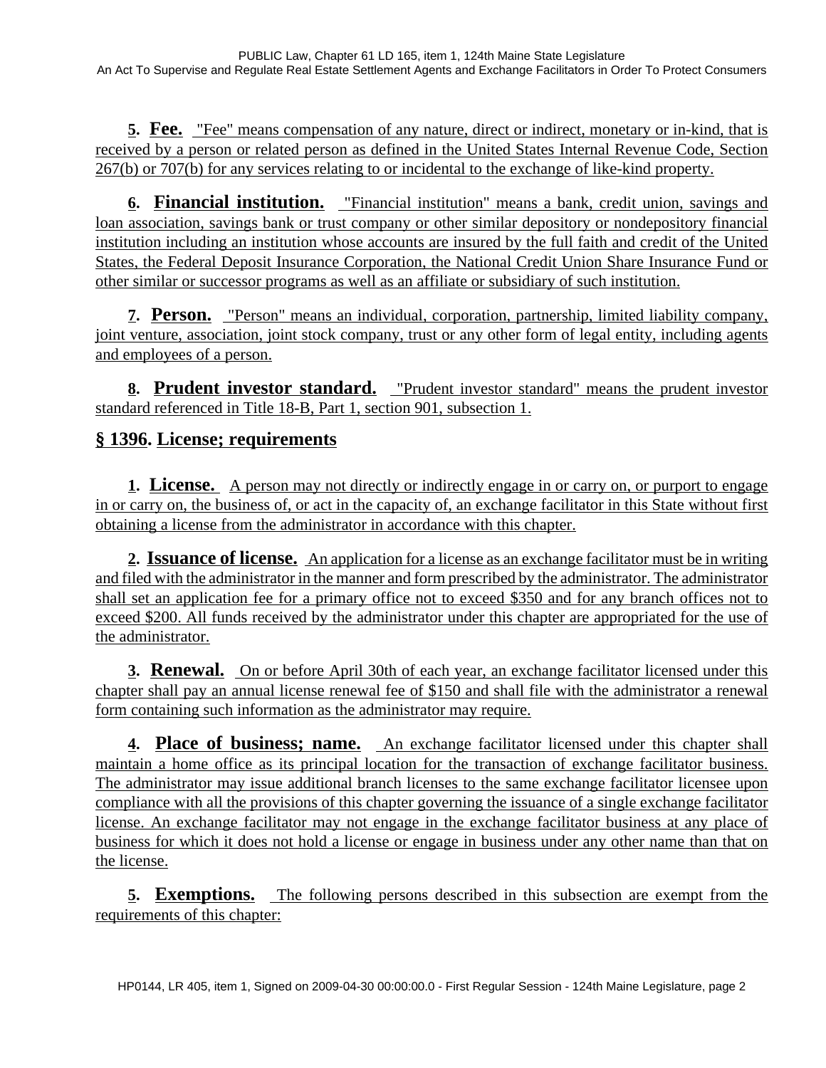**5. Fee.** "Fee" means compensation of any nature, direct or indirect, monetary or in-kind, that is received by a person or related person as defined in the United States Internal Revenue Code, Section 267(b) or 707(b) for any services relating to or incidental to the exchange of like-kind property.

**6. Financial institution.** "Financial institution" means a bank, credit union, savings and loan association, savings bank or trust company or other similar depository or nondepository financial institution including an institution whose accounts are insured by the full faith and credit of the United States, the Federal Deposit Insurance Corporation, the National Credit Union Share Insurance Fund or other similar or successor programs as well as an affiliate or subsidiary of such institution.

**7. Person.** "Person" means an individual, corporation, partnership, limited liability company, joint venture, association, joint stock company, trust or any other form of legal entity, including agents and employees of a person.

**8. Prudent investor standard.** "Prudent investor standard" means the prudent investor standard referenced in Title 18-B, Part 1, section 901, subsection 1.

## § 1396. License; requirements

**1. License.** A person may not directly or indirectly engage in or carry on, or purport to engage in or carry on, the business of, or act in the capacity of, an exchange facilitator in this State without first obtaining a license from the administrator in accordance with this chapter.

**2. Issuance of license.** An application for a license as an exchange facilitator must be in writing and filed with the administrator in the manner and form prescribed by the administrator. The administrator shall set an application fee for a primary office not to exceed $350 and for any branch offices not to exceed $200. All funds received by the administrator under this chapter are appropriated for the use of the administrator.

**3. Renewal.** On or before April 30th of each year, an exchange facilitator licensed under this chapter shall pay an annual license renewal fee of $150 and shall file with the administrator a renewal form containing such information as the administrator may require.

**4. Place of business; name.** An exchange facilitator licensed under this chapter shall maintain a home office as its principal location for the transaction of exchange facilitator business. The administrator may issue additional branch licenses to the same exchange facilitator licensee upon compliance with all the provisions of this chapter governing the issuance of a single exchange facilitator license. An exchange facilitator may not engage in the exchange facilitator business at any place of business for which it does not hold a license or engage in business under any other name than that on the license.

**5. Exemptions.** The following persons described in this subsection are exempt from the requirements of this chapter: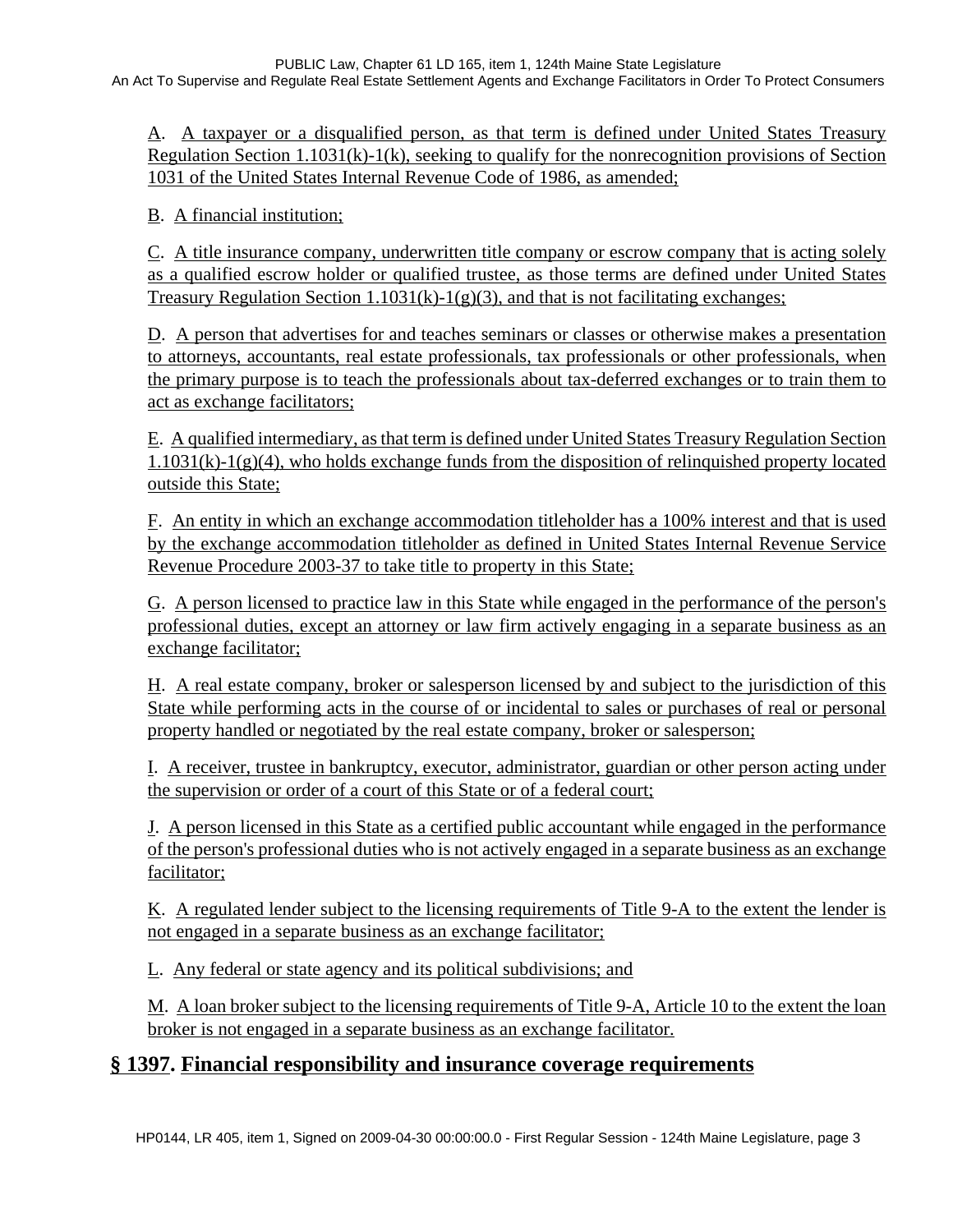A. A taxpayer or a disqualified person, as that term is defined under United States Treasury Regulation Section 1.1031(k)-1(k), seeking to qualify for the nonrecognition provisions of Section 1031 of the United States Internal Revenue Code of 1986, as amended;

B. A financial institution;

C. A title insurance company, underwritten title company or escrow company that is acting solely as a qualified escrow holder or qualified trustee, as those terms are defined under United States Treasury Regulation Section 1.1031(k)-1(g)(3), and that is not facilitating exchanges;

D. A person that advertises for and teaches seminars or classes or otherwise makes a presentation to attorneys, accountants, real estate professionals, tax professionals or other professionals, when the primary purpose is to teach the professionals about tax-deferred exchanges or to train them to act as exchange facilitators;

E. A qualified intermediary, as that term is defined under United States Treasury Regulation Section 1.1031(k)-1(g)(4), who holds exchange funds from the disposition of relinquished property located outside this State;

F. An entity in which an exchange accommodation titleholder has a 100% interest and that is used by the exchange accommodation titleholder as defined in United States Internal Revenue Service Revenue Procedure 2003-37 to take title to property in this State;

G. A person licensed to practice law in this State while engaged in the performance of the person's professional duties, except an attorney or law firm actively engaging in a separate business as an exchange facilitator;

H. A real estate company, broker or salesperson licensed by and subject to the jurisdiction of this State while performing acts in the course of or incidental to sales or purchases of real or personal property handled or negotiated by the real estate company, broker or salesperson;

I. A receiver, trustee in bankruptcy, executor, administrator, guardian or other person acting under the supervision or order of a court of this State or of a federal court;

J. A person licensed in this State as a certified public accountant while engaged in the performance of the person's professional duties who is not actively engaged in a separate business as an exchange facilitator;

K. A regulated lender subject to the licensing requirements of Title 9-A to the extent the lender is not engaged in a separate business as an exchange facilitator;

L. Any federal or state agency and its political subdivisions; and

M. A loan broker subject to the licensing requirements of Title 9-A, Article 10 to the extent the loan broker is not engaged in a separate business as an exchange facilitator.

## § 1397. Financial responsibility and insurance coverage requirements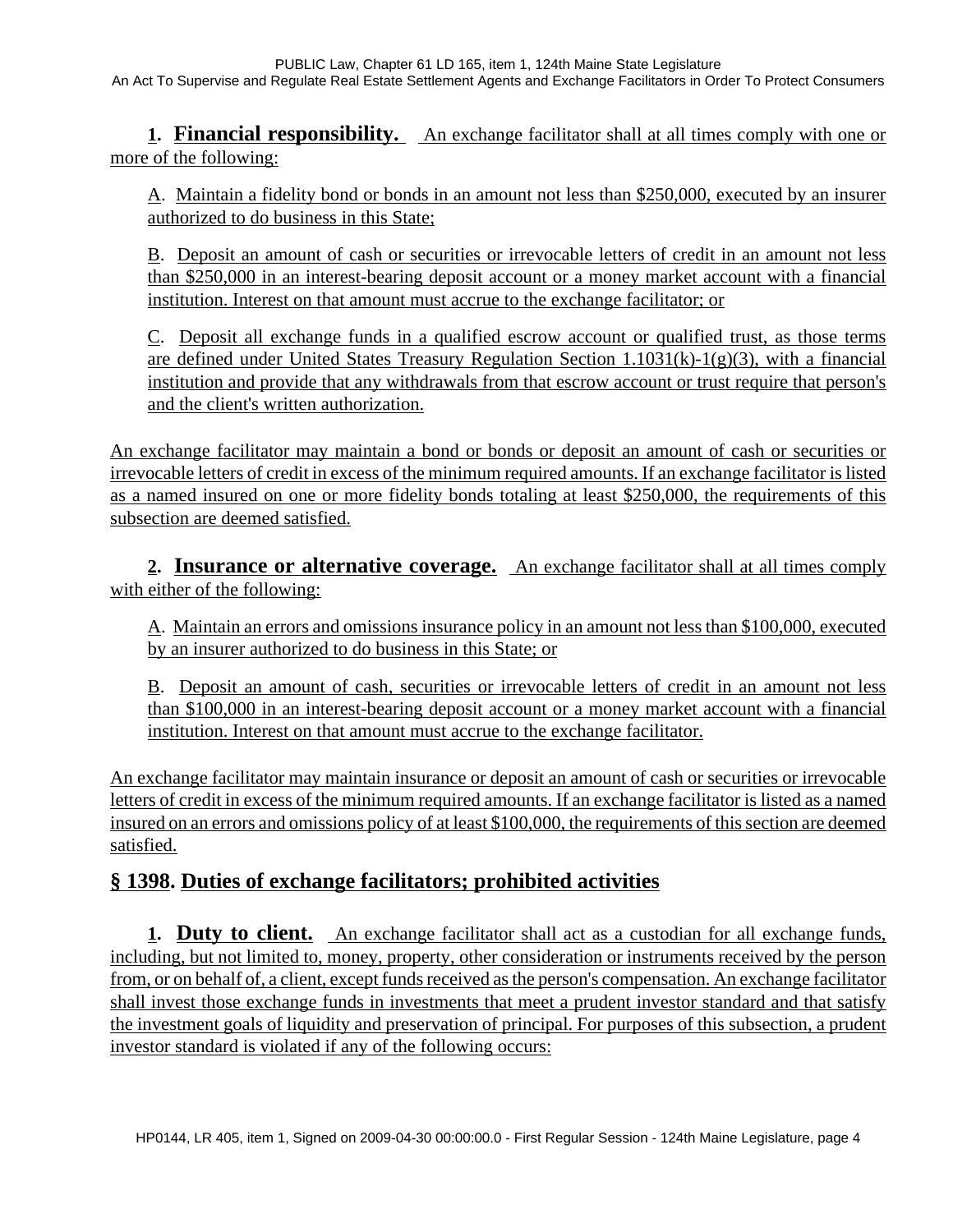**1. Financial responsibility.** An exchange facilitator shall at all times comply with one or more of the following:

A. Maintain a fidelity bond or bonds in an amount not less than $250,000, executed by an insurer authorized to do business in this State;

B. Deposit an amount of cash or securities or irrevocable letters of credit in an amount not less than $250,000 in an interest-bearing deposit account or a money market account with a financial institution. Interest on that amount must accrue to the exchange facilitator; or

C. Deposit all exchange funds in a qualified escrow account or qualified trust, as those terms are defined under United States Treasury Regulation Section 1.1031(k)-1(g)(3), with a financial institution and provide that any withdrawals from that escrow account or trust require that person's and the client's written authorization.

An exchange facilitator may maintain a bond or bonds or deposit an amount of cash or securities or irrevocable letters of credit in excess of the minimum required amounts. If an exchange facilitator is listed as a named insured on one or more fidelity bonds totaling at least $250,000, the requirements of this subsection are deemed satisfied.

**2. Insurance or alternative coverage.** An exchange facilitator shall at all times comply with either of the following:

A. Maintain an errors and omissions insurance policy in an amount not less than $100,000, executed by an insurer authorized to do business in this State; or

B. Deposit an amount of cash, securities or irrevocable letters of credit in an amount not less than $100,000 in an interest-bearing deposit account or a money market account with a financial institution. Interest on that amount must accrue to the exchange facilitator.

An exchange facilitator may maintain insurance or deposit an amount of cash or securities or irrevocable letters of credit in excess of the minimum required amounts. If an exchange facilitator is listed as a named insured on an errors and omissions policy of at least $100,000, the requirements of this section are deemed satisfied.

## § 1398. Duties of exchange facilitators; prohibited activities

**1. Duty to client.** An exchange facilitator shall act as a custodian for all exchange funds, including, but not limited to, money, property, other consideration or instruments received by the person from, or on behalf of, a client, except funds received as the person's compensation. An exchange facilitator shall invest those exchange funds in investments that meet a prudent investor standard and that satisfy the investment goals of liquidity and preservation of principal. For purposes of this subsection, a prudent investor standard is violated if any of the following occurs: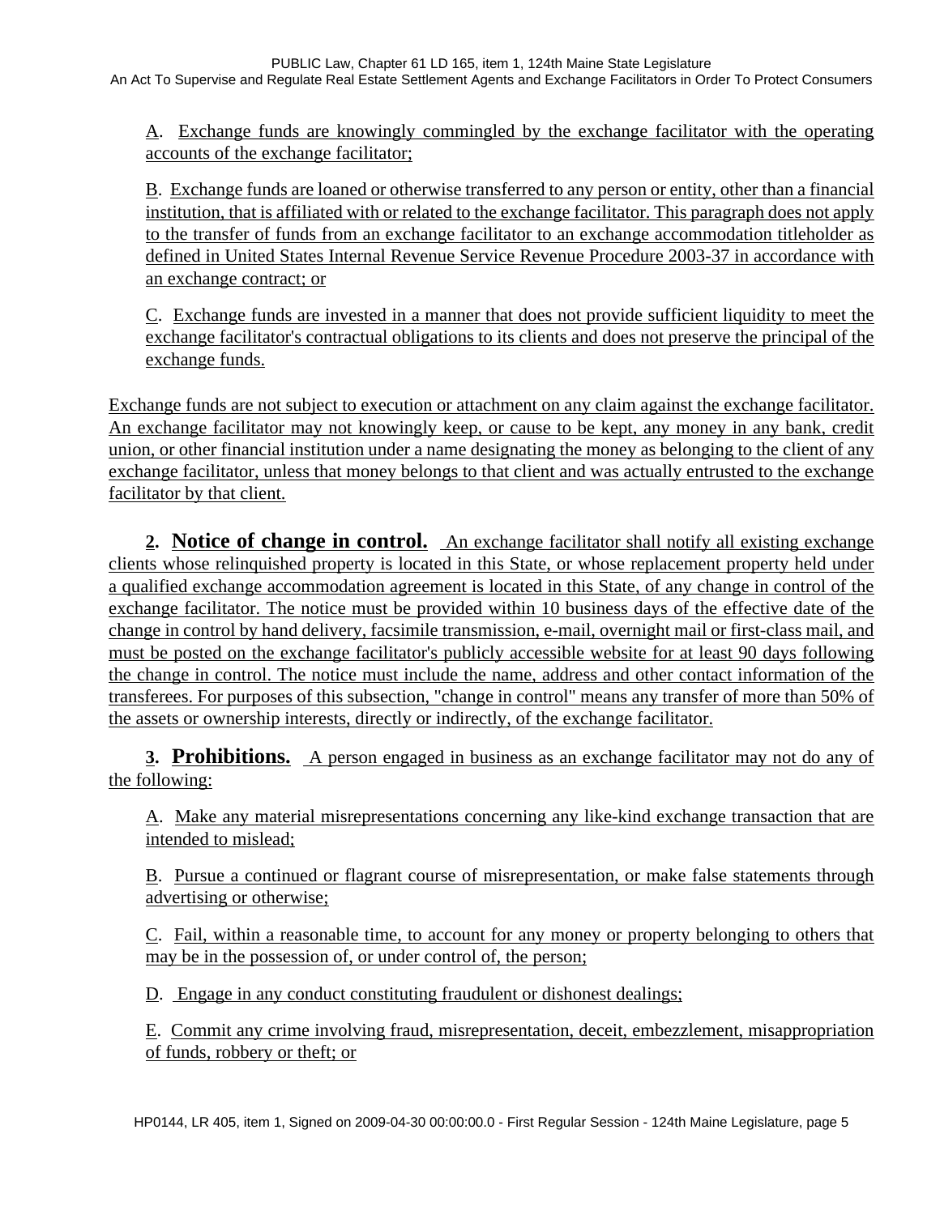A. Exchange funds are knowingly commingled by the exchange facilitator with the operating accounts of the exchange facilitator;

B. Exchange funds are loaned or otherwise transferred to any person or entity, other than a financial institution, that is affiliated with or related to the exchange facilitator. This paragraph does not apply to the transfer of funds from an exchange facilitator to an exchange accommodation titleholder as defined in United States Internal Revenue Service Revenue Procedure 2003-37 in accordance with an exchange contract; or

C. Exchange funds are invested in a manner that does not provide sufficient liquidity to meet the exchange facilitator's contractual obligations to its clients and does not preserve the principal of the exchange funds.

Exchange funds are not subject to execution or attachment on any claim against the exchange facilitator. An exchange facilitator may not knowingly keep, or cause to be kept, any money in any bank, credit union, or other financial institution under a name designating the money as belonging to the client of any exchange facilitator, unless that money belongs to that client and was actually entrusted to the exchange facilitator by that client.

**2. Notice of change in control.** An exchange facilitator shall notify all existing exchange clients whose relinquished property is located in this State, or whose replacement property held under a qualified exchange accommodation agreement is located in this State, of any change in control of the exchange facilitator. The notice must be provided within 10 business days of the effective date of the change in control by hand delivery, facsimile transmission, e-mail, overnight mail or first-class mail, and must be posted on the exchange facilitator's publicly accessible website for at least 90 days following the change in control. The notice must include the name, address and other contact information of the transferees. For purposes of this subsection, "change in control" means any transfer of more than 50% of the assets or ownership interests, directly or indirectly, of the exchange facilitator.

**3. Prohibitions.** A person engaged in business as an exchange facilitator may not do any of the following:

A. Make any material misrepresentations concerning any like-kind exchange transaction that are intended to mislead;

B. Pursue a continued or flagrant course of misrepresentation, or make false statements through advertising or otherwise;

C. Fail, within a reasonable time, to account for any money or property belonging to others that may be in the possession of, or under control of, the person;

D. Engage in any conduct constituting fraudulent or dishonest dealings;

E. Commit any crime involving fraud, misrepresentation, deceit, embezzlement, misappropriation of funds, robbery or theft; or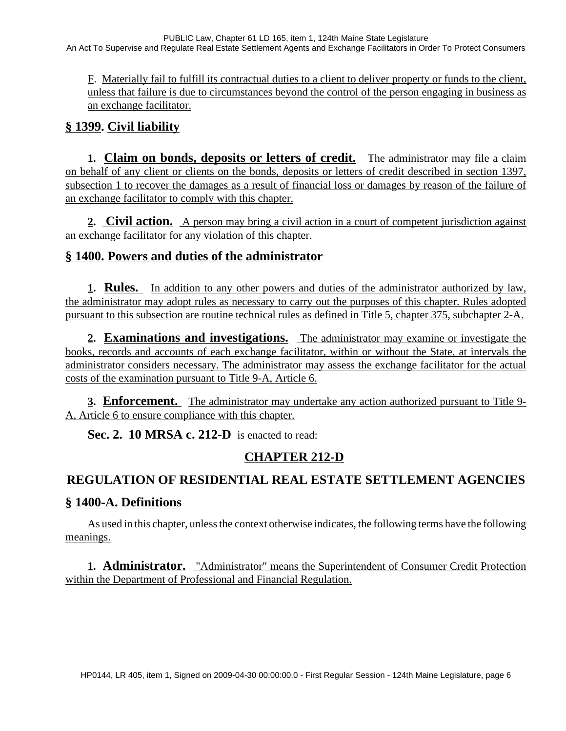F. Materially fail to fulfill its contractual duties to a client to deliver property or funds to the client, unless that failure is due to circumstances beyond the control of the person engaging in business as an exchange facilitator.

## § 1399. Civil liability

**1. Claim on bonds, deposits or letters of credit.** The administrator may file a claim on behalf of any client or clients on the bonds, deposits or letters of credit described in section 1397, subsection 1 to recover the damages as a result of financial loss or damages by reason of the failure of an exchange facilitator to comply with this chapter.

**2. Civil action.** A person may bring a civil action in a court of competent jurisdiction against an exchange facilitator for any violation of this chapter.

## § 1400. Powers and duties of the administrator

**1. Rules.** In addition to any other powers and duties of the administrator authorized by law, the administrator may adopt rules as necessary to carry out the purposes of this chapter. Rules adopted pursuant to this subsection are routine technical rules as defined in Title 5, chapter 375, subchapter 2-A.

**2. Examinations and investigations.** The administrator may examine or investigate the books, records and accounts of each exchange facilitator, within or without the State, at intervals the administrator considers necessary. The administrator may assess the exchange facilitator for the actual costs of the examination pursuant to Title 9-A, Article 6.

**3. Enforcement.** The administrator may undertake any action authorized pursuant to Title 9-A, Article 6 to ensure compliance with this chapter.

**Sec. 2. 10 MRSA c. 212-D** is enacted to read:

# CHAPTER 212-D

# REGULATION OF RESIDENTIAL REAL ESTATE SETTLEMENT AGENCIES

## § 1400-A. Definitions

As used in this chapter, unless the context otherwise indicates, the following terms have the following meanings.

**1. Administrator.** "Administrator" means the Superintendent of Consumer Credit Protection within the Department of Professional and Financial Regulation.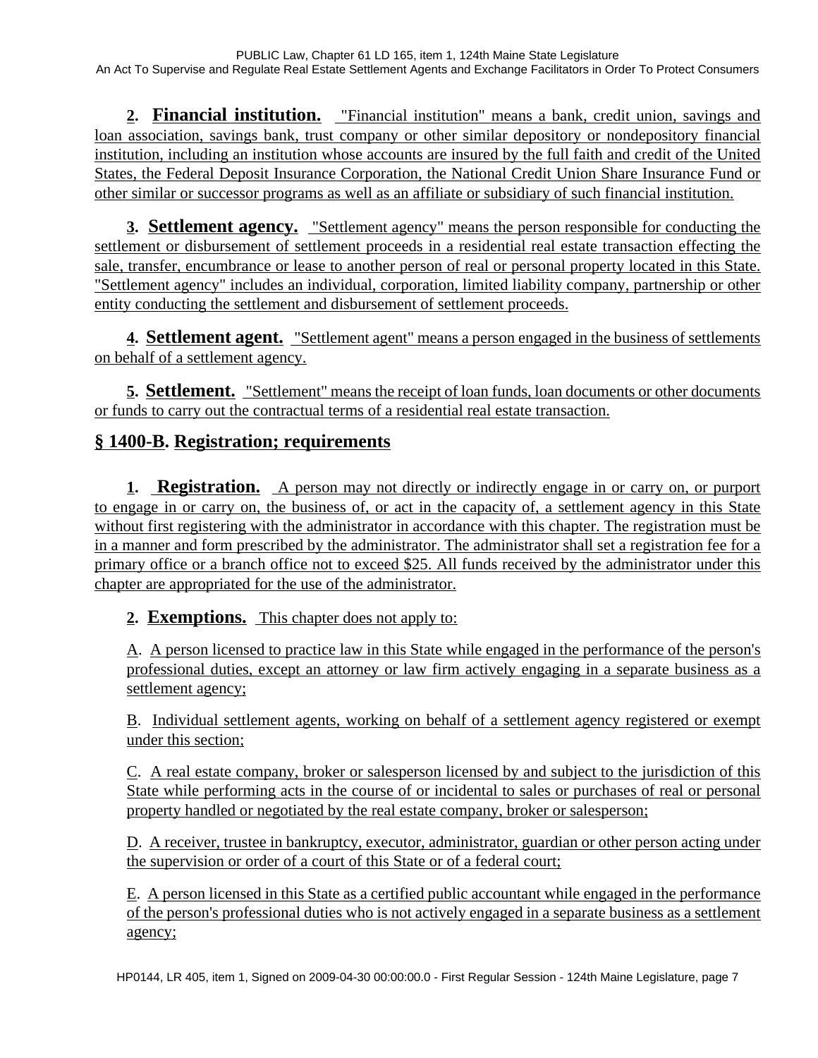**2. Financial institution.** "Financial institution" means a bank, credit union, savings and loan association, savings bank, trust company or other similar depository or nondepository financial institution, including an institution whose accounts are insured by the full faith and credit of the United States, the Federal Deposit Insurance Corporation, the National Credit Union Share Insurance Fund or other similar or successor programs as well as an affiliate or subsidiary of such financial institution.

**3. Settlement agency.** "Settlement agency" means the person responsible for conducting the settlement or disbursement of settlement proceeds in a residential real estate transaction effecting the sale, transfer, encumbrance or lease to another person of real or personal property located in this State. "Settlement agency" includes an individual, corporation, limited liability company, partnership or other entity conducting the settlement and disbursement of settlement proceeds.

**4. Settlement agent.** "Settlement agent" means a person engaged in the business of settlements on behalf of a settlement agency.

**5. Settlement.** "Settlement" means the receipt of loan funds, loan documents or other documents or funds to carry out the contractual terms of a residential real estate transaction.

## § 1400-B. Registration; requirements

**1. Registration.** A person may not directly or indirectly engage in or carry on, or purport to engage in or carry on, the business of, or act in the capacity of, a settlement agency in this State without first registering with the administrator in accordance with this chapter. The registration must be in a manner and form prescribed by the administrator. The administrator shall set a registration fee for a primary office or a branch office not to exceed $25. All funds received by the administrator under this chapter are appropriated for the use of the administrator.

**2. Exemptions.** This chapter does not apply to:

A. A person licensed to practice law in this State while engaged in the performance of the person's professional duties, except an attorney or law firm actively engaging in a separate business as a settlement agency;

B. Individual settlement agents, working on behalf of a settlement agency registered or exempt under this section;

C. A real estate company, broker or salesperson licensed by and subject to the jurisdiction of this State while performing acts in the course of or incidental to sales or purchases of real or personal property handled or negotiated by the real estate company, broker or salesperson;

D. A receiver, trustee in bankruptcy, executor, administrator, guardian or other person acting under the supervision or order of a court of this State or of a federal court;

E. A person licensed in this State as a certified public accountant while engaged in the performance of the person's professional duties who is not actively engaged in a separate business as a settlement agency;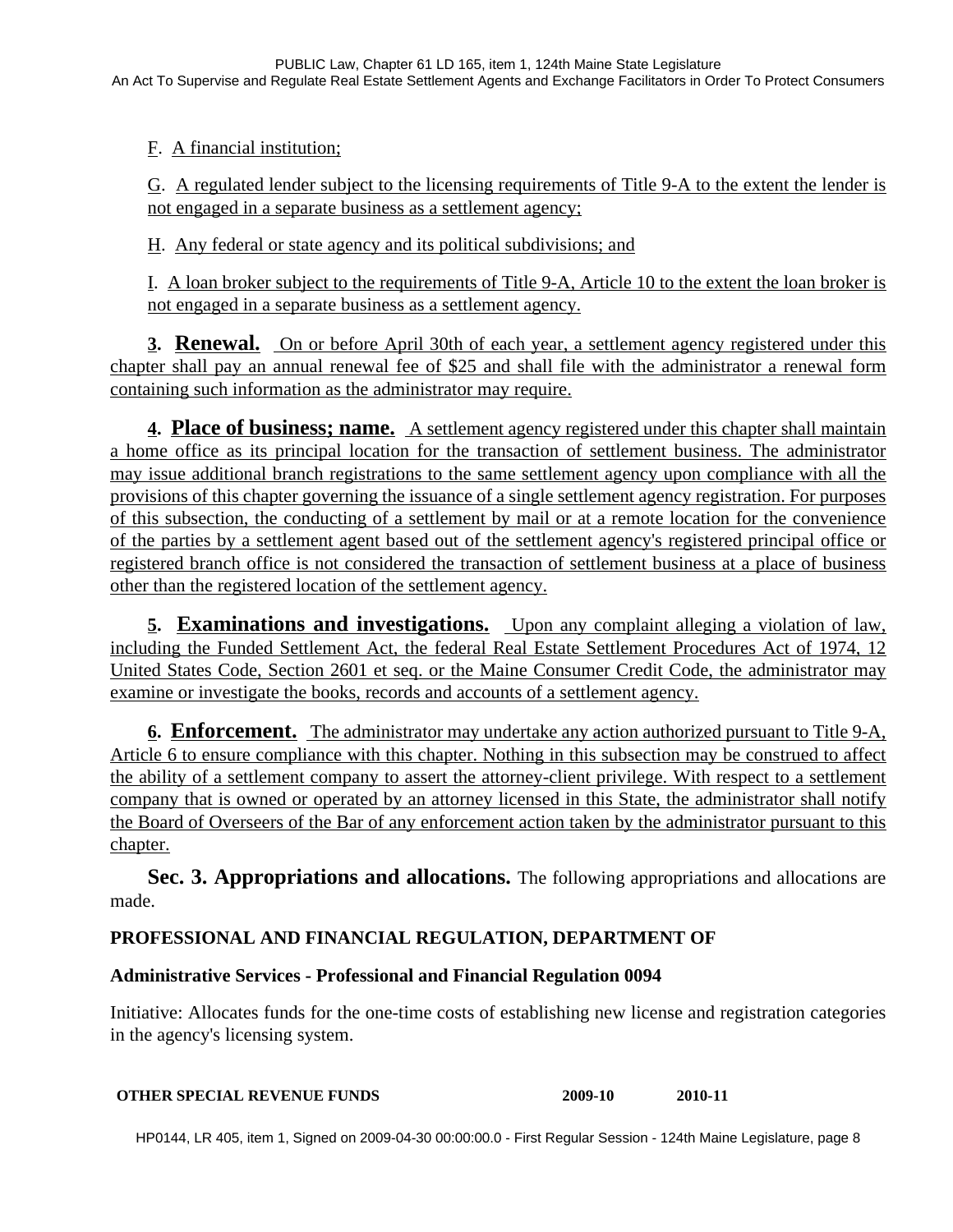F. A financial institution;

G. A regulated lender subject to the licensing requirements of Title 9-A to the extent the lender is not engaged in a separate business as a settlement agency;

H. Any federal or state agency and its political subdivisions; and

I. A loan broker subject to the requirements of Title 9-A, Article 10 to the extent the loan broker is not engaged in a separate business as a settlement agency.

**3. Renewal.** On or before April 30th of each year, a settlement agency registered under this chapter shall pay an annual renewal fee of $25 and shall file with the administrator a renewal form containing such information as the administrator may require.

**4. Place of business; name.** A settlement agency registered under this chapter shall maintain a home office as its principal location for the transaction of settlement business. The administrator may issue additional branch registrations to the same settlement agency upon compliance with all the provisions of this chapter governing the issuance of a single settlement agency registration. For purposes of this subsection, the conducting of a settlement by mail or at a remote location for the convenience of the parties by a settlement agent based out of the settlement agency's registered principal office or registered branch office is not considered the transaction of settlement business at a place of business other than the registered location of the settlement agency.

**5. Examinations and investigations.** Upon any complaint alleging a violation of law, including the Funded Settlement Act, the federal Real Estate Settlement Procedures Act of 1974, 12 United States Code, Section 2601 et seq. or the Maine Consumer Credit Code, the administrator may examine or investigate the books, records and accounts of a settlement agency.

**6. Enforcement.** The administrator may undertake any action authorized pursuant to Title 9-A, Article 6 to ensure compliance with this chapter. Nothing in this subsection may be construed to affect the ability of a settlement company to assert the attorney-client privilege. With respect to a settlement company that is owned or operated by an attorney licensed in this State, the administrator shall notify the Board of Overseers of the Bar of any enforcement action taken by the administrator pursuant to this chapter.

**Sec. 3. Appropriations and allocations.** The following appropriations and allocations are made.

**PROFESSIONAL AND FINANCIAL REGULATION, DEPARTMENT OF**

**Administrative Services - Professional and Financial Regulation 0094**

Initiative: Allocates funds for the one-time costs of establishing new license and registration categories in the agency's licensing system.

| OTHER SPECIAL REVENUE FUNDS | 2009-10 | 2010-11 |
| --- | --- | --- |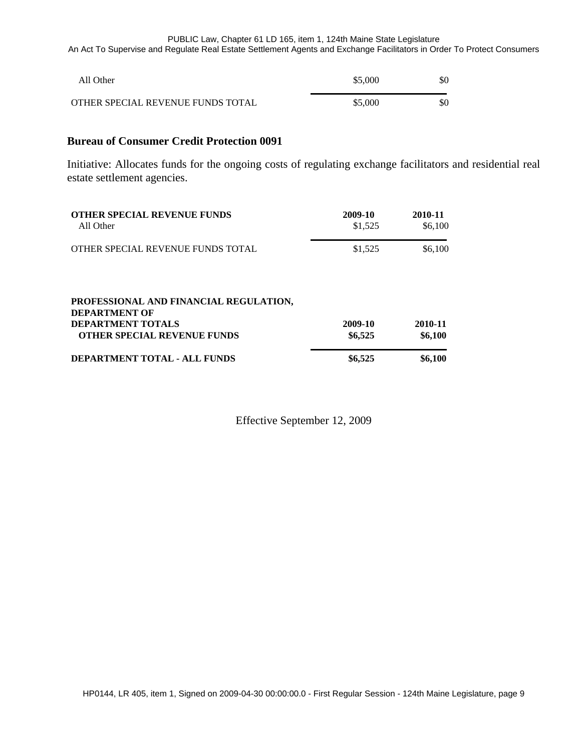| | | |
|---|---|---|
| All Other | $5,000 | $0 |
| OTHER SPECIAL REVENUE FUNDS TOTAL | $5,000 | $0 |

**Bureau of Consumer Credit Protection 0091**

Initiative: Allocates funds for the ongoing costs of regulating exchange facilitators and residential real estate settlement agencies.

| OTHER SPECIAL REVENUE FUNDS | 2009-10 | 2010-11 |
|---|---|---|
| All Other | $1,525 | $6,100 |
| OTHER SPECIAL REVENUE FUNDS TOTAL | $1,525 | $6,100 |

| PROFESSIONAL AND FINANCIAL REGULATION, DEPARTMENT OF | | |
|---|---|---|
| **DEPARTMENT TOTALS** | **2009-10** | **2010-11** |
| **OTHER SPECIAL REVENUE FUNDS** | **$6,525** | **$6,100** |
| **DEPARTMENT TOTAL - ALL FUNDS** | **$6,525** | **$6,100** |

Effective September 12, 2009